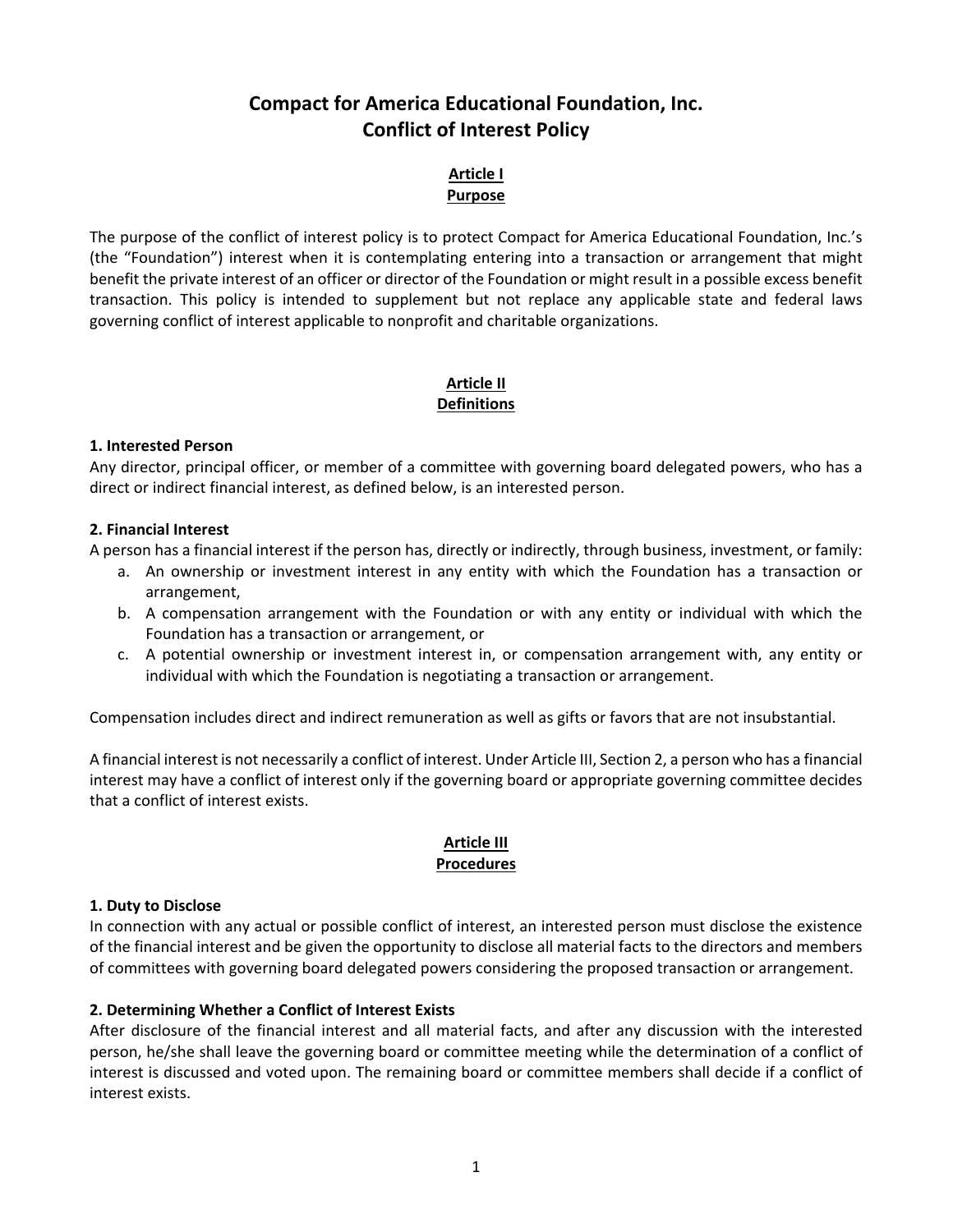# Compact for America Educational Foundation, Inc.
# Conflict of Interest Policy

## Article I
## Purpose

The purpose of the conflict of interest policy is to protect Compact for America Educational Foundation, Inc.'s (the "Foundation") interest when it is contemplating entering into a transaction or arrangement that might benefit the private interest of an officer or director of the Foundation or might result in a possible excess benefit transaction. This policy is intended to supplement but not replace any applicable state and federal laws governing conflict of interest applicable to nonprofit and charitable organizations.

## Article II
## Definitions

**1. Interested Person**

Any director, principal officer, or member of a committee with governing board delegated powers, who has a direct or indirect financial interest, as defined below, is an interested person.

**2. Financial Interest**

A person has a financial interest if the person has, directly or indirectly, through business, investment, or family:

a. An ownership or investment interest in any entity with which the Foundation has a transaction or arrangement,
b. A compensation arrangement with the Foundation or with any entity or individual with which the Foundation has a transaction or arrangement, or
c. A potential ownership or investment interest in, or compensation arrangement with, any entity or individual with which the Foundation is negotiating a transaction or arrangement.

Compensation includes direct and indirect remuneration as well as gifts or favors that are not insubstantial.

A financial interest is not necessarily a conflict of interest. Under Article III, Section 2, a person who has a financial interest may have a conflict of interest only if the governing board or appropriate governing committee decides that a conflict of interest exists.

## Article III
## Procedures

**1. Duty to Disclose**

In connection with any actual or possible conflict of interest, an interested person must disclose the existence of the financial interest and be given the opportunity to disclose all material facts to the directors and members of committees with governing board delegated powers considering the proposed transaction or arrangement.

**2. Determining Whether a Conflict of Interest Exists**

After disclosure of the financial interest and all material facts, and after any discussion with the interested person, he/she shall leave the governing board or committee meeting while the determination of a conflict of interest is discussed and voted upon. The remaining board or committee members shall decide if a conflict of interest exists.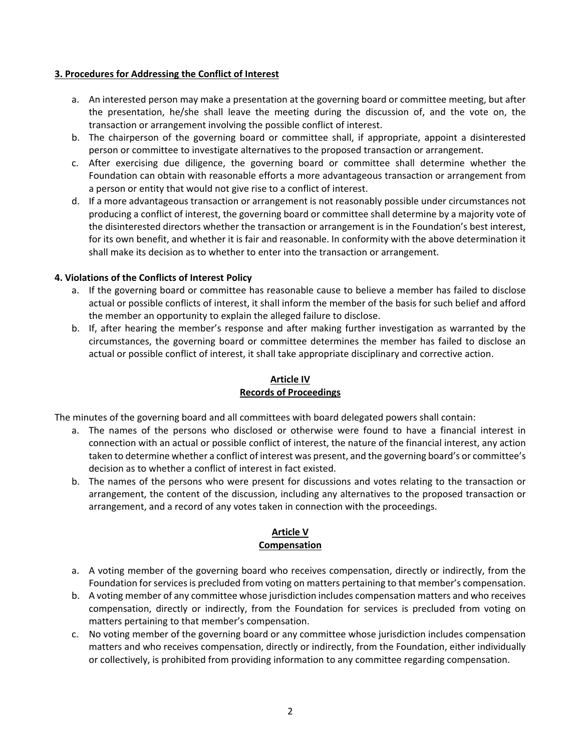**3. Procedures for Addressing the Conflict of Interest**

a. An interested person may make a presentation at the governing board or committee meeting, but after the presentation, he/she shall leave the meeting during the discussion of, and the vote on, the transaction or arrangement involving the possible conflict of interest.
b. The chairperson of the governing board or committee shall, if appropriate, appoint a disinterested person or committee to investigate alternatives to the proposed transaction or arrangement.
c. After exercising due diligence, the governing board or committee shall determine whether the Foundation can obtain with reasonable efforts a more advantageous transaction or arrangement from a person or entity that would not give rise to a conflict of interest.
d. If a more advantageous transaction or arrangement is not reasonably possible under circumstances not producing a conflict of interest, the governing board or committee shall determine by a majority vote of the disinterested directors whether the transaction or arrangement is in the Foundation's best interest, for its own benefit, and whether it is fair and reasonable. In conformity with the above determination it shall make its decision as to whether to enter into the transaction or arrangement.

**4. Violations of the Conflicts of Interest Policy**

a. If the governing board or committee has reasonable cause to believe a member has failed to disclose actual or possible conflicts of interest, it shall inform the member of the basis for such belief and afford the member an opportunity to explain the alleged failure to disclose.
b. If, after hearing the member's response and after making further investigation as warranted by the circumstances, the governing board or committee determines the member has failed to disclose an actual or possible conflict of interest, it shall take appropriate disciplinary and corrective action.

## Article IV
## Records of Proceedings

The minutes of the governing board and all committees with board delegated powers shall contain:

a. The names of the persons who disclosed or otherwise were found to have a financial interest in connection with an actual or possible conflict of interest, the nature of the financial interest, any action taken to determine whether a conflict of interest was present, and the governing board's or committee's decision as to whether a conflict of interest in fact existed.
b. The names of the persons who were present for discussions and votes relating to the transaction or arrangement, the content of the discussion, including any alternatives to the proposed transaction or arrangement, and a record of any votes taken in connection with the proceedings.

## Article V
## Compensation

a. A voting member of the governing board who receives compensation, directly or indirectly, from the Foundation for services is precluded from voting on matters pertaining to that member's compensation.
b. A voting member of any committee whose jurisdiction includes compensation matters and who receives compensation, directly or indirectly, from the Foundation for services is precluded from voting on matters pertaining to that member's compensation.
c. No voting member of the governing board or any committee whose jurisdiction includes compensation matters and who receives compensation, directly or indirectly, from the Foundation, either individually or collectively, is prohibited from providing information to any committee regarding compensation.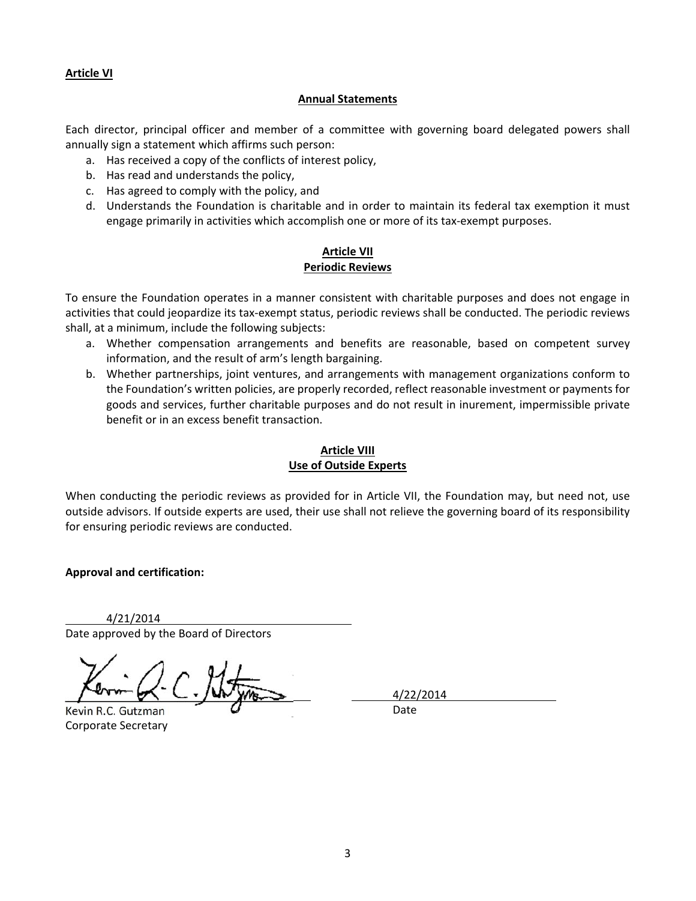**Article VI**

**Annual Statements**

Each director, principal officer and member of a committee with governing board delegated powers shall annually sign a statement which affirms such person:

a. Has received a copy of the conflicts of interest policy,
b. Has read and understands the policy,
c. Has agreed to comply with the policy, and
d. Understands the Foundation is charitable and in order to maintain its federal tax exemption it must engage primarily in activities which accomplish one or more of its tax-exempt purposes.

**Article VII**
**Periodic Reviews**

To ensure the Foundation operates in a manner consistent with charitable purposes and does not engage in activities that could jeopardize its tax-exempt status, periodic reviews shall be conducted. The periodic reviews shall, at a minimum, include the following subjects:

a. Whether compensation arrangements and benefits are reasonable, based on competent survey information, and the result of arm's length bargaining.
b. Whether partnerships, joint ventures, and arrangements with management organizations conform to the Foundation's written policies, are properly recorded, reflect reasonable investment or payments for goods and services, further charitable purposes and do not result in inurement, impermissible private benefit or in an excess benefit transaction.

**Article VIII**
**Use of Outside Experts**

When conducting the periodic reviews as provided for in Article VII, the Foundation may, but need not, use outside advisors. If outside experts are used, their use shall not relieve the governing board of its responsibility for ensuring periodic reviews are conducted.

**Approval and certification:**

4/21/2014
Date approved by the Board of Directors

Kevin R.C. Gutzman
Corporate Secretary

4/22/2014
Date